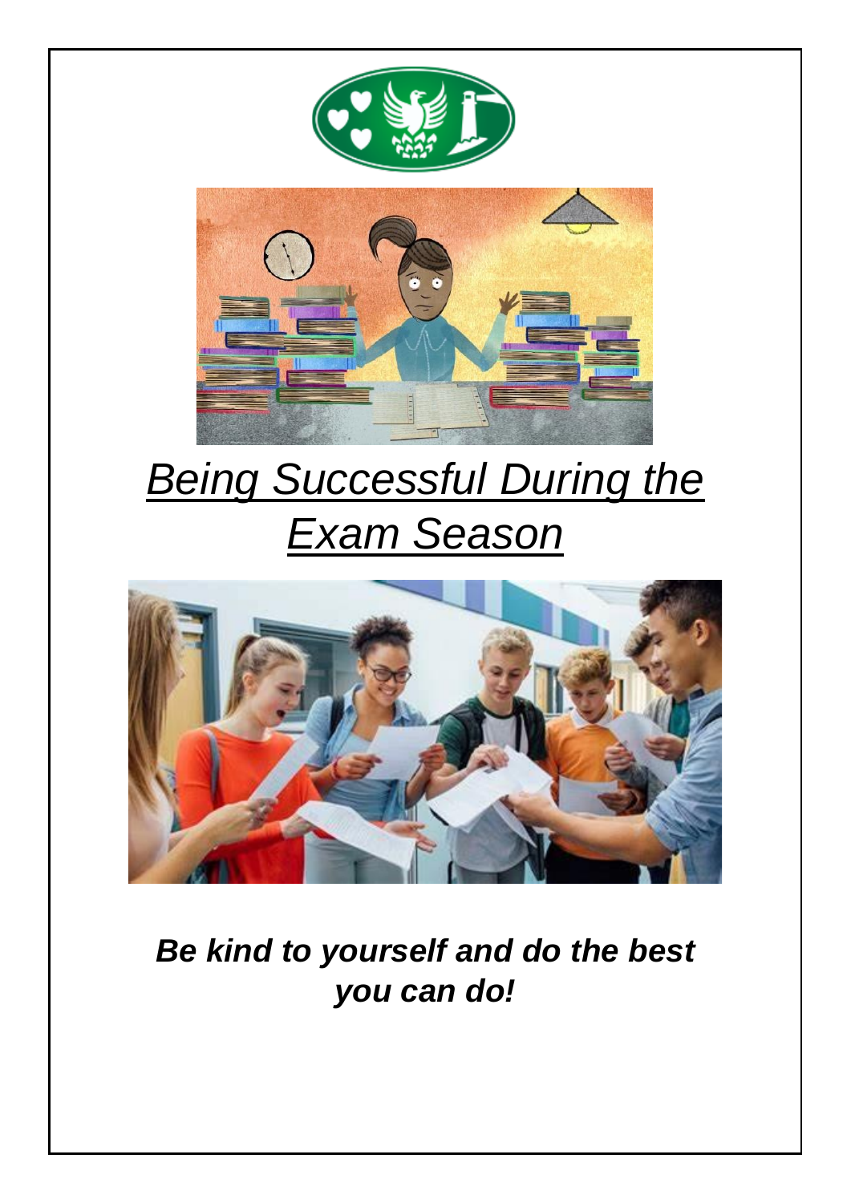# *Being Successful During the Exam Season*

***Be kind to yourself and do the best you can do!***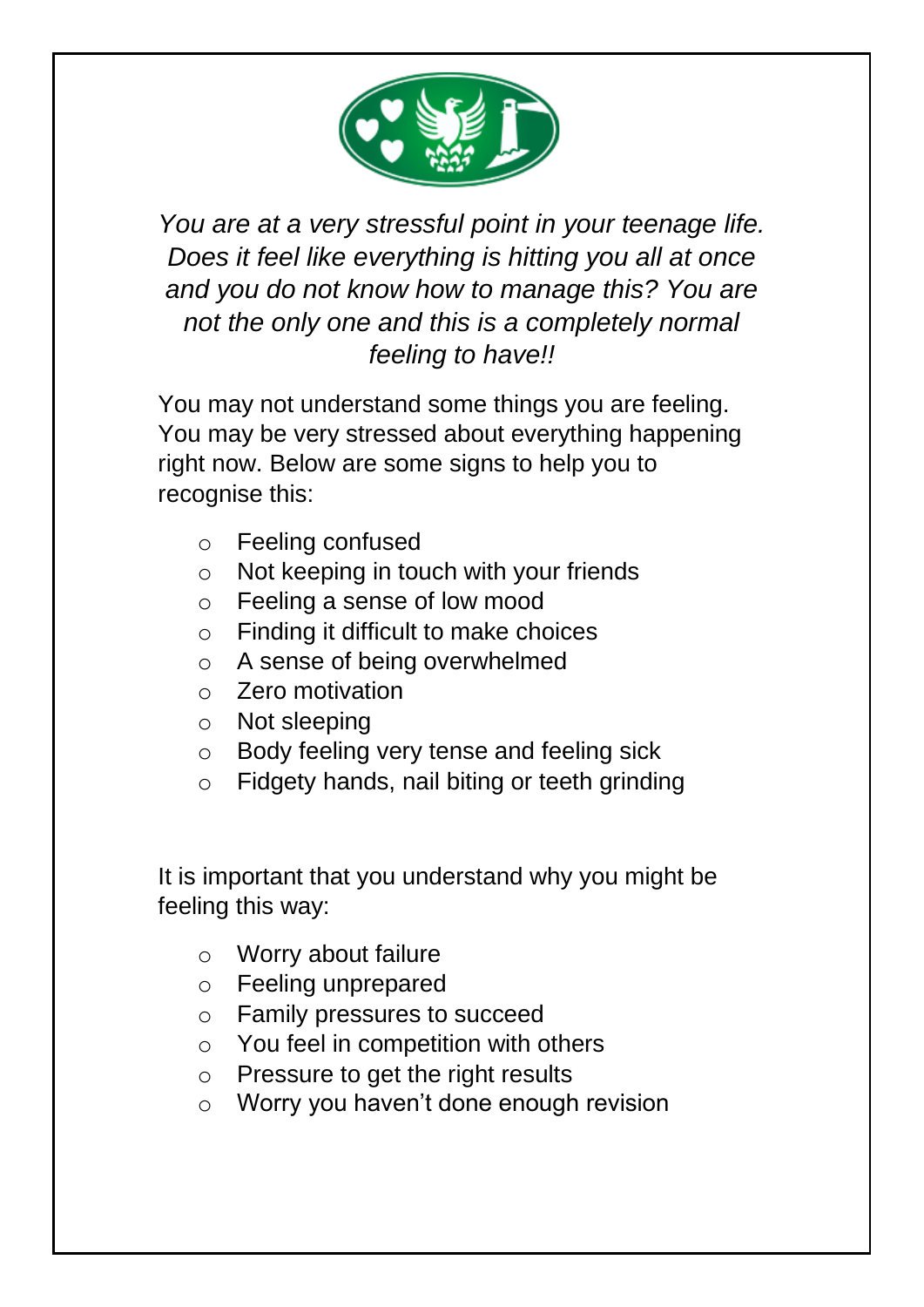*You are at a very stressful point in your teenage life. Does it feel like everything is hitting you all at once and you do not know how to manage this? You are not the only one and this is a completely normal feeling to have!!*

You may not understand some things you are feeling. You may be very stressed about everything happening right now. Below are some signs to help you to recognise this:

- Feeling confused
- Not keeping in touch with your friends
- Feeling a sense of low mood
- Finding it difficult to make choices
- A sense of being overwhelmed
- Zero motivation
- Not sleeping
- Body feeling very tense and feeling sick
- Fidgety hands, nail biting or teeth grinding

It is important that you understand why you might be feeling this way:

- Worry about failure
- Feeling unprepared
- Family pressures to succeed
- You feel in competition with others
- Pressure to get the right results
- Worry you haven't done enough revision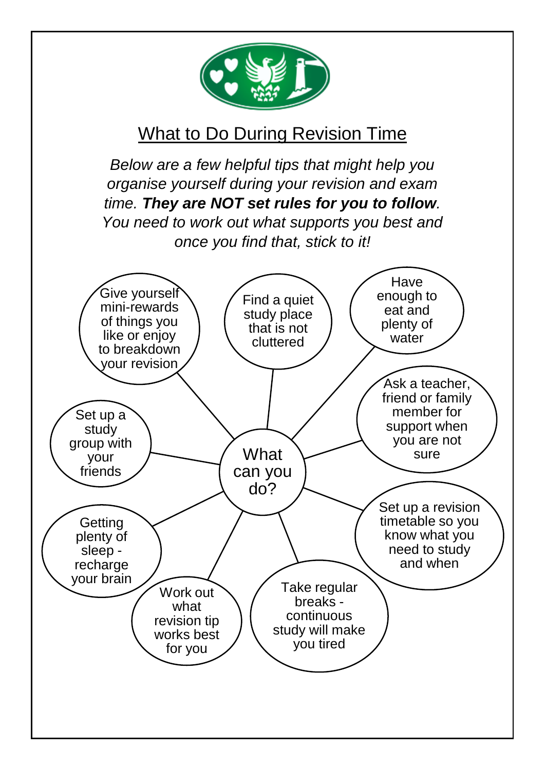## What to Do During Revision Time

*Below are a few helpful tips that might help you organise yourself during your revision and exam time.* ***They are NOT set rules for you to follow****. You need to work out what supports you best and once you find that, stick to it!*

**What can you do?**

- Give yourself mini-rewards of things you like or enjoy to breakdown your revision
- Find a quiet study place that is not cluttered
- Have enough to eat and plenty of water
- Ask a teacher, friend or family member for support when you are not sure
- Set up a revision timetable so you know what you need to study and when
- Take regular breaks - continuous study will make you tired
- Work out what revision tip works best for you
- Getting plenty of sleep - recharge your brain
- Set up a study group with your friends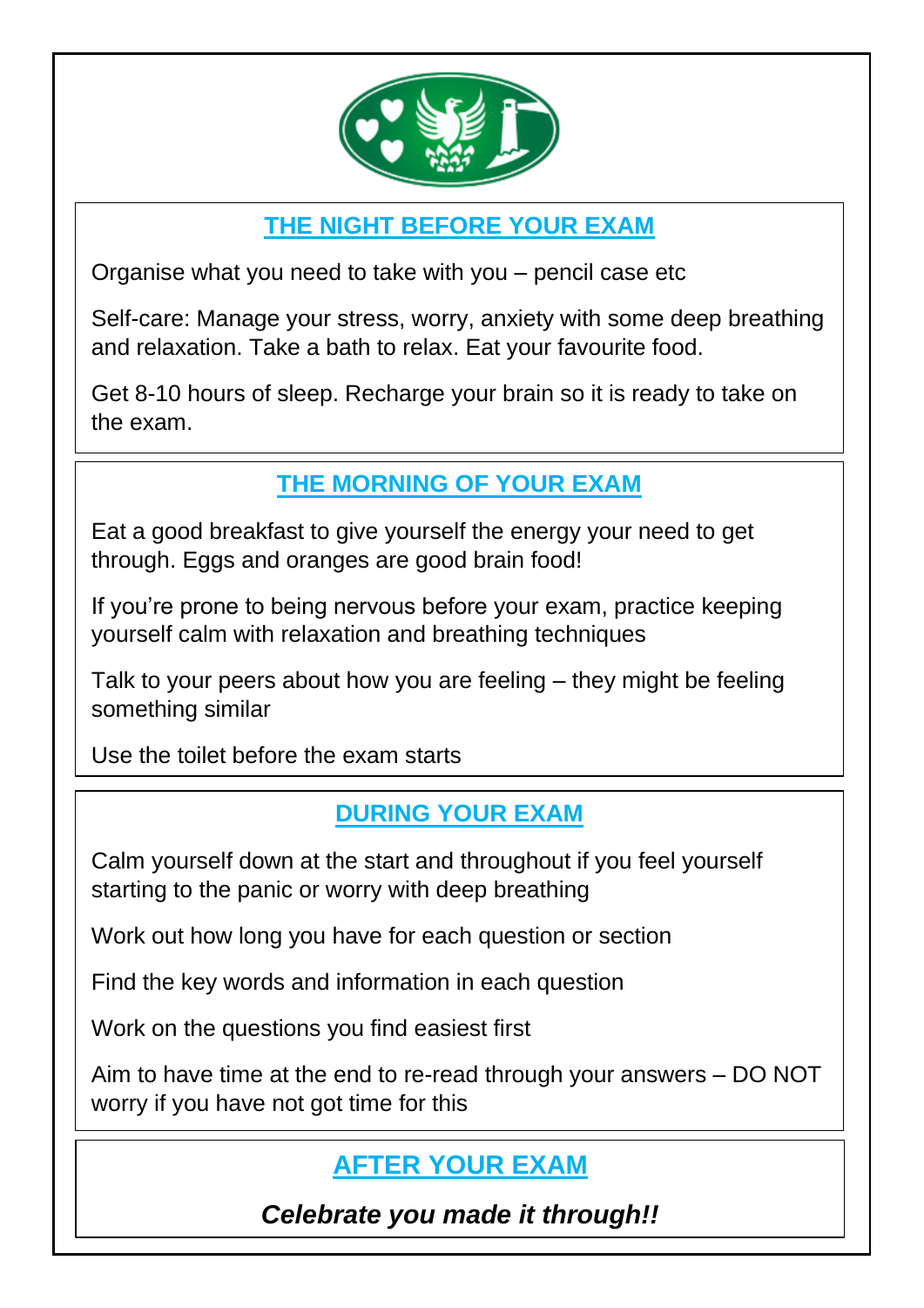## THE NIGHT BEFORE YOUR EXAM

Organise what you need to take with you – pencil case etc

Self-care: Manage your stress, worry, anxiety with some deep breathing and relaxation. Take a bath to relax. Eat your favourite food.

Get 8-10 hours of sleep. Recharge your brain so it is ready to take on the exam.

## THE MORNING OF YOUR EXAM

Eat a good breakfast to give yourself the energy your need to get through. Eggs and oranges are good brain food!

If you're prone to being nervous before your exam, practice keeping yourself calm with relaxation and breathing techniques

Talk to your peers about how you are feeling – they might be feeling something similar

Use the toilet before the exam starts

## DURING YOUR EXAM

Calm yourself down at the start and throughout if you feel yourself starting to the panic or worry with deep breathing

Work out how long you have for each question or section

Find the key words and information in each question

Work on the questions you find easiest first

Aim to have time at the end to re-read through your answers – DO NOT worry if you have not got time for this

## AFTER YOUR EXAM

***Celebrate you made it through!!***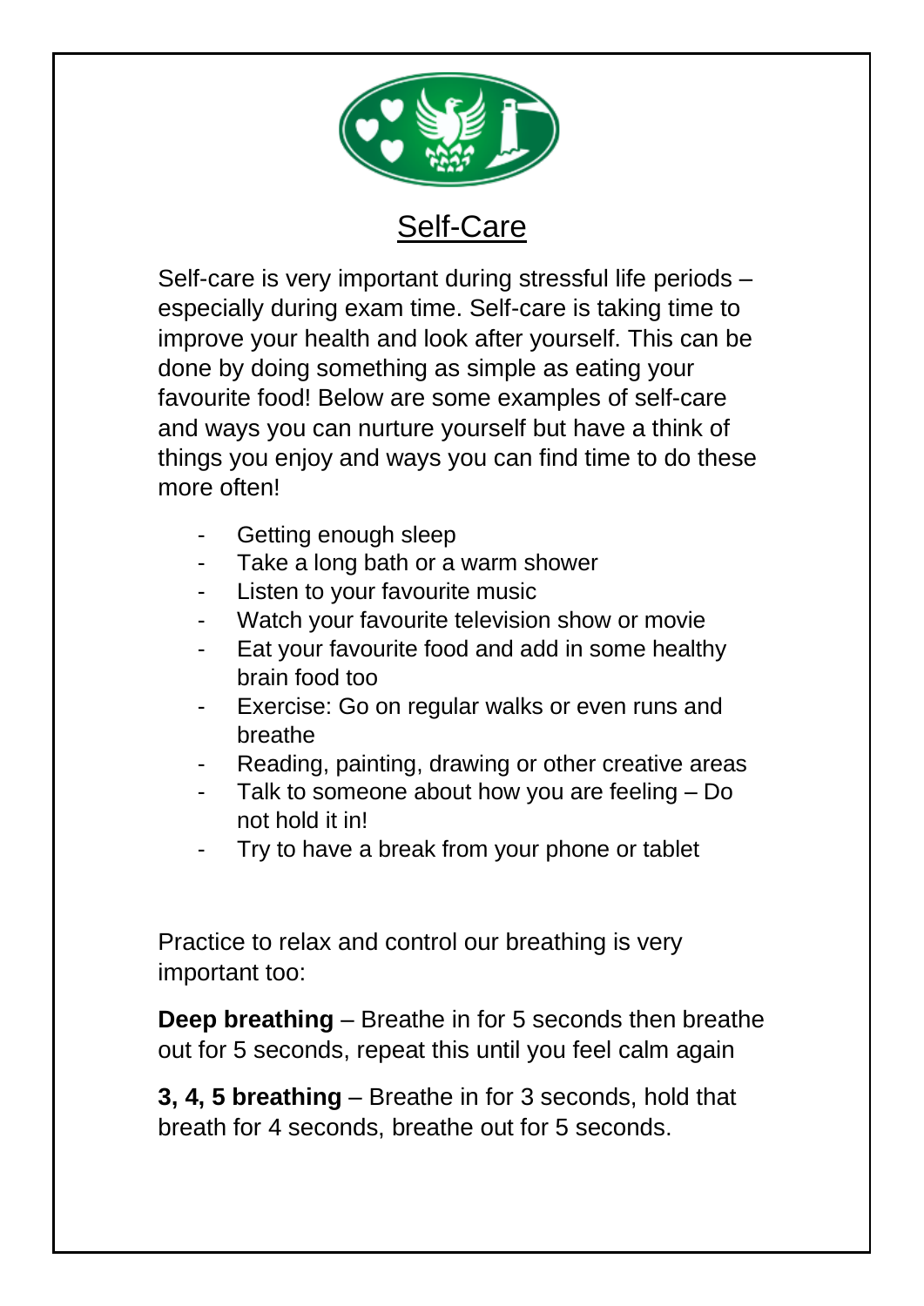# Self-Care

Self-care is very important during stressful life periods – especially during exam time. Self-care is taking time to improve your health and look after yourself. This can be done by doing something as simple as eating your favourite food! Below are some examples of self-care and ways you can nurture yourself but have a think of things you enjoy and ways you can find time to do these more often!

- Getting enough sleep
- Take a long bath or a warm shower
- Listen to your favourite music
- Watch your favourite television show or movie
- Eat your favourite food and add in some healthy brain food too
- Exercise: Go on regular walks or even runs and breathe
- Reading, painting, drawing or other creative areas
- Talk to someone about how you are feeling – Do not hold it in!
- Try to have a break from your phone or tablet

Practice to relax and control our breathing is very important too:

**Deep breathing** – Breathe in for 5 seconds then breathe out for 5 seconds, repeat this until you feel calm again

**3, 4, 5 breathing** – Breathe in for 3 seconds, hold that breath for 4 seconds, breathe out for 5 seconds.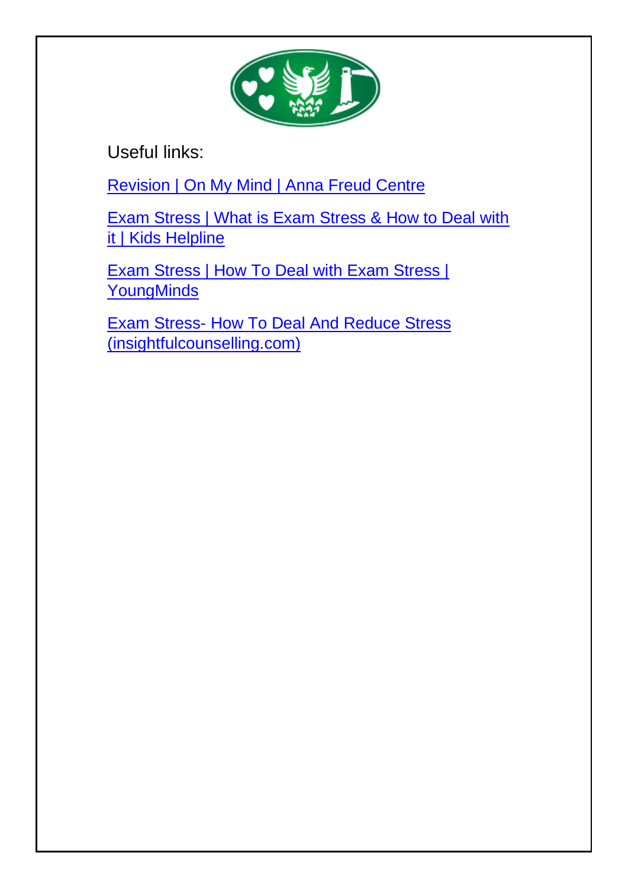Useful links:

Revision | On My Mind | Anna Freud Centre

Exam Stress | What is Exam Stress & How to Deal with it | Kids Helpline

Exam Stress | How To Deal with Exam Stress | YoungMinds

Exam Stress- How To Deal And Reduce Stress (insightfulcounselling.com)